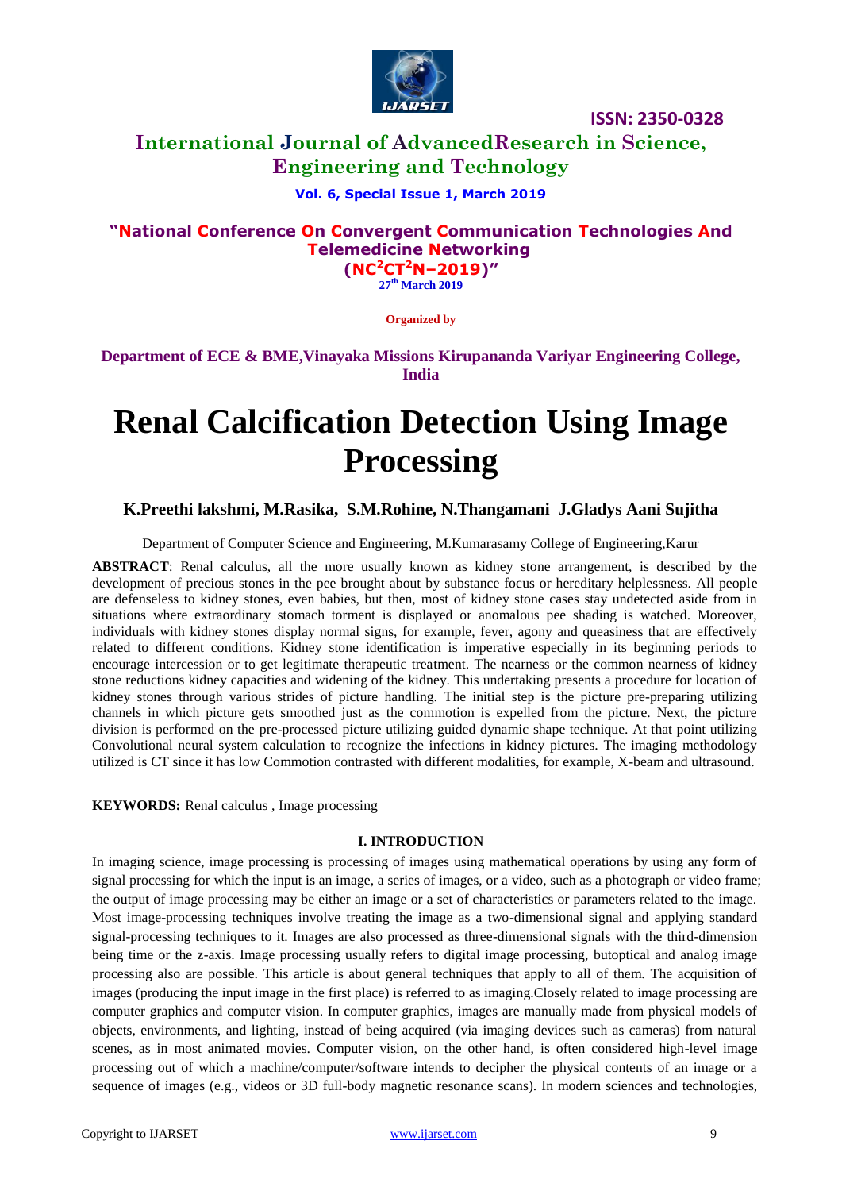# Renal Calcification Detection Using Image Processing

**K.Preethi lakshmi, M.Rasika, S.M.Rohine, N.Thangamani J.Gladys Aani Sujitha**

Department of Computer Science and Engineering, M.Kumarasamy College of Engineering,Karur

**ABSTRACT**: Renal calculus, all the more usually known as kidney stone arrangement, is described by the development of precious stones in the pee brought about by substance focus or hereditary helplessness. All people are defenseless to kidney stones, even babies, but then, most of kidney stone cases stay undetected aside from in situations where extraordinary stomach torment is displayed or anomalous pee shading is watched. Moreover, individuals with kidney stones display normal signs, for example, fever, agony and queasiness that are effectively related to different conditions. Kidney stone identification is imperative especially in its beginning periods to encourage intercession or to get legitimate therapeutic treatment. The nearness or the common nearness of kidney stone reductions kidney capacities and widening of the kidney. This undertaking presents a procedure for location of kidney stones through various strides of picture handling. The initial step is the picture pre-preparing utilizing channels in which picture gets smoothed just as the commotion is expelled from the picture. Next, the picture division is performed on the pre-processed picture utilizing guided dynamic shape technique. At that point utilizing Convolutional neural system calculation to recognize the infections in kidney pictures. The imaging methodology utilized is CT since it has low Commotion contrasted with different modalities, for example, X-beam and ultrasound.

**KEYWORDS:** Renal calculus , Image processing

## I. INTRODUCTION

In imaging science, image processing is processing of images using mathematical operations by using any form of signal processing for which the input is an image, a series of images, or a video, such as a photograph or video frame; the output of image processing may be either an image or a set of characteristics or parameters related to the image. Most image-processing techniques involve treating the image as a two-dimensional signal and applying standard signal-processing techniques to it. Images are also processed as three-dimensional signals with the third-dimension being time or the z-axis. Image processing usually refers to digital image processing, butoptical and analog image processing also are possible. This article is about general techniques that apply to all of them. The acquisition of images (producing the input image in the first place) is referred to as imaging.Closely related to image processing are computer graphics and computer vision. In computer graphics, images are manually made from physical models of objects, environments, and lighting, instead of being acquired (via imaging devices such as cameras) from natural scenes, as in most animated movies. Computer vision, on the other hand, is often considered high-level image processing out of which a machine/computer/software intends to decipher the physical contents of an image or a sequence of images (e.g., videos or 3D full-body magnetic resonance scans). In modern sciences and technologies,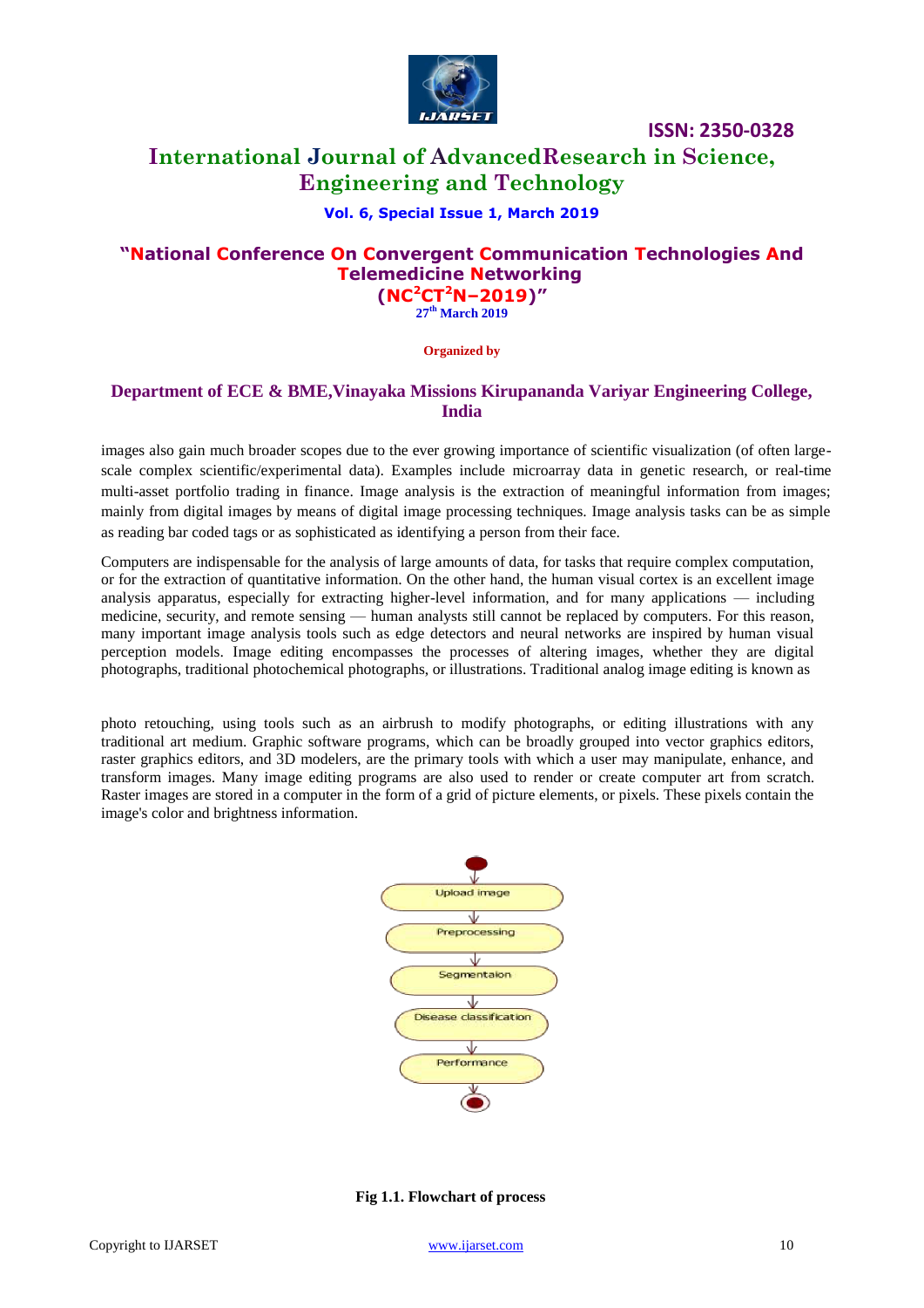images also gain much broader scopes due to the ever growing importance of scientific visualization (of often large-scale complex scientific/experimental data). Examples include microarray data in genetic research, or real-time multi-asset portfolio trading in finance. Image analysis is the extraction of meaningful information from images; mainly from digital images by means of digital image processing techniques. Image analysis tasks can be as simple as reading bar coded tags or as sophisticated as identifying a person from their face.

Computers are indispensable for the analysis of large amounts of data, for tasks that require complex computation, or for the extraction of quantitative information. On the other hand, the human visual cortex is an excellent image analysis apparatus, especially for extracting higher-level information, and for many applications — including medicine, security, and remote sensing — human analysts still cannot be replaced by computers. For this reason, many important image analysis tools such as edge detectors and neural networks are inspired by human visual perception models. Image editing encompasses the processes of altering images, whether they are digital photographs, traditional photochemical photographs, or illustrations. Traditional analog image editing is known as

photo retouching, using tools such as an airbrush to modify photographs, or editing illustrations with any traditional art medium. Graphic software programs, which can be broadly grouped into vector graphics editors, raster graphics editors, and 3D modelers, are the primary tools with which a user may manipulate, enhance, and transform images. Many image editing programs are also used to render or create computer art from scratch. Raster images are stored in a computer in the form of a grid of picture elements, or pixels. These pixels contain the image's color and brightness information.

Upload image

Preprocessing

Segmentaion

Disease classification

Performance

**Fig 1.1. Flowchart of process**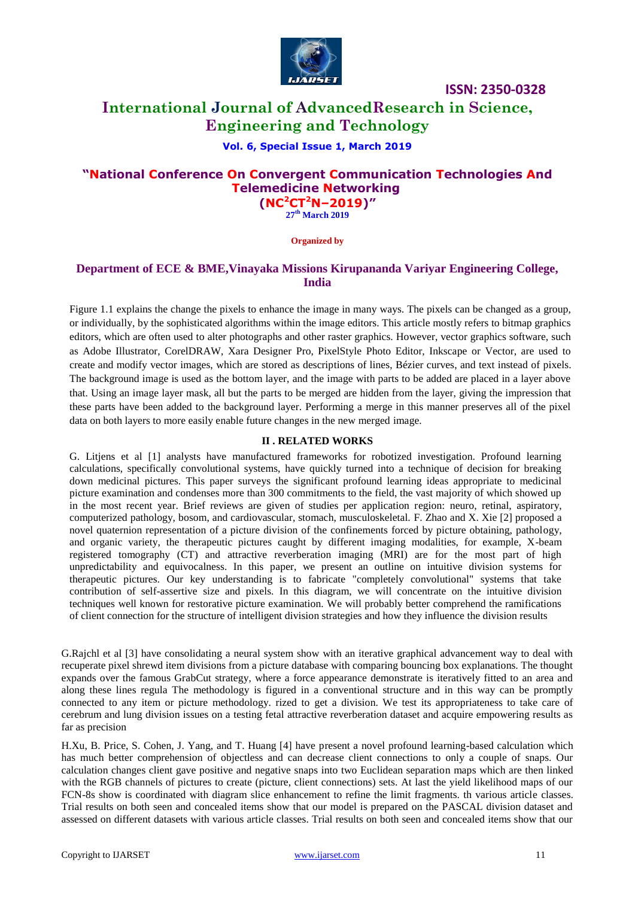Figure 1.1 explains the change the pixels to enhance the image in many ways. The pixels can be changed as a group, or individually, by the sophisticated algorithms within the image editors. This article mostly refers to bitmap graphics editors, which are often used to alter photographs and other raster graphics. However, vector graphics software, such as Adobe Illustrator, CorelDRAW, Xara Designer Pro, PixelStyle Photo Editor, Inkscape or Vector, are used to create and modify vector images, which are stored as descriptions of lines, Bézier curves, and text instead of pixels. The background image is used as the bottom layer, and the image with parts to be added are placed in a layer above that. Using an image layer mask, all but the parts to be merged are hidden from the layer, giving the impression that these parts have been added to the background layer. Performing a merge in this manner preserves all of the pixel data on both layers to more easily enable future changes in the new merged image.

## II . RELATED WORKS

G. Litjens et al [1] analysts have manufactured frameworks for robotized investigation. Profound learning calculations, specifically convolutional systems, have quickly turned into a technique of decision for breaking down medicinal pictures. This paper surveys the significant profound learning ideas appropriate to medicinal picture examination and condenses more than 300 commitments to the field, the vast majority of which showed up in the most recent year. Brief reviews are given of studies per application region: neuro, retinal, aspiratory, computerized pathology, bosom, and cardiovascular, stomach, musculoskeletal. F. Zhao and X. Xie [2] proposed a novel quaternion representation of a picture division of the confinements forced by picture obtaining, pathology, and organic variety, the therapeutic pictures caught by different imaging modalities, for example, X-beam registered tomography (CT) and attractive reverberation imaging (MRI) are for the most part of high unpredictability and equivocalness. In this paper, we present an outline on intuitive division systems for therapeutic pictures. Our key understanding is to fabricate "completely convolutional" systems that take contribution of self-assertive size and pixels. In this diagram, we will concentrate on the intuitive division techniques well known for restorative picture examination. We will probably better comprehend the ramifications of client connection for the structure of intelligent division strategies and how they influence the division results

G.Rajchl et al [3] have consolidating a neural system show with an iterative graphical advancement way to deal with recuperate pixel shrewd item divisions from a picture database with comparing bouncing box explanations. The thought expands over the famous GrabCut strategy, where a force appearance demonstrate is iteratively fitted to an area and along these lines regula The methodology is figured in a conventional structure and in this way can be promptly connected to any item or picture methodology. rized to get a division. We test its appropriateness to take care of cerebrum and lung division issues on a testing fetal attractive reverberation dataset and acquire empowering results as far as precision

H.Xu, B. Price, S. Cohen, J. Yang, and T. Huang [4] have present a novel profound learning-based calculation which has much better comprehension of objectless and can decrease client connections to only a couple of snaps. Our calculation changes client gave positive and negative snaps into two Euclidean separation maps which are then linked with the RGB channels of pictures to create (picture, client connections) sets. At last the yield likelihood maps of our FCN-8s show is coordinated with diagram slice enhancement to refine the limit fragments. th various article classes. Trial results on both seen and concealed items show that our model is prepared on the PASCAL division dataset and assessed on different datasets with various article classes. Trial results on both seen and concealed items show that our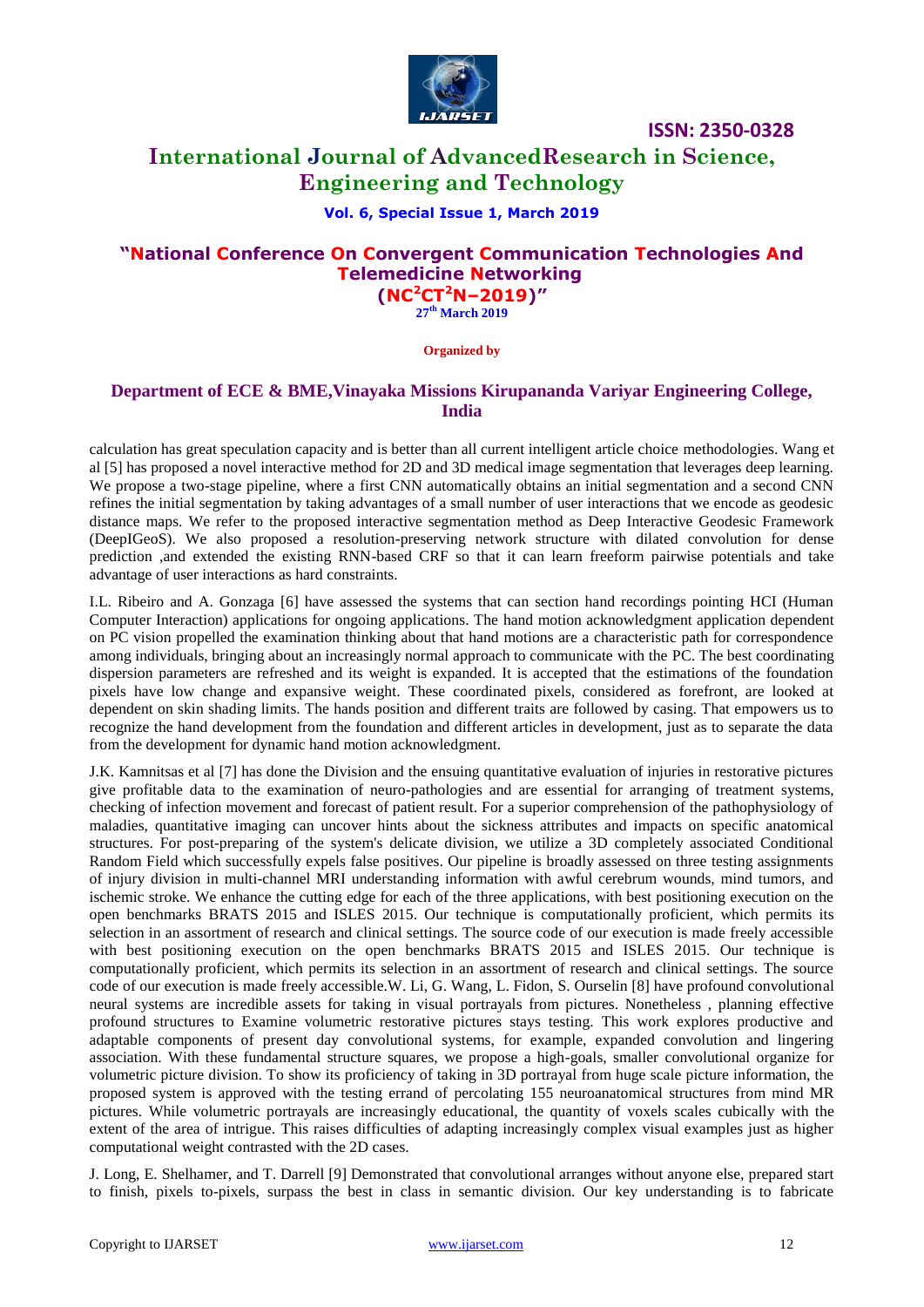calculation has great speculation capacity and is better than all current intelligent article choice methodologies. Wang et al [5] has proposed a novel interactive method for 2D and 3D medical image segmentation that leverages deep learning. We propose a two-stage pipeline, where a first CNN automatically obtains an initial segmentation and a second CNN refines the initial segmentation by taking advantages of a small number of user interactions that we encode as geodesic distance maps. We refer to the proposed interactive segmentation method as Deep Interactive Geodesic Framework (DeepIGeoS). We also proposed a resolution-preserving network structure with dilated convolution for dense prediction ,and extended the existing RNN-based CRF so that it can learn freeform pairwise potentials and take advantage of user interactions as hard constraints.

I.L. Ribeiro and A. Gonzaga [6] have assessed the systems that can section hand recordings pointing HCI (Human Computer Interaction) applications for ongoing applications. The hand motion acknowledgment application dependent on PC vision propelled the examination thinking about that hand motions are a characteristic path for correspondence among individuals, bringing about an increasingly normal approach to communicate with the PC. The best coordinating dispersion parameters are refreshed and its weight is expanded. It is accepted that the estimations of the foundation pixels have low change and expansive weight. These coordinated pixels, considered as forefront, are looked at dependent on skin shading limits. The hands position and different traits are followed by casing. That empowers us to recognize the hand development from the foundation and different articles in development, just as to separate the data from the development for dynamic hand motion acknowledgment.

J.K. Kamnitsas et al [7] has done the Division and the ensuing quantitative evaluation of injuries in restorative pictures give profitable data to the examination of neuro-pathologies and are essential for arranging of treatment systems, checking of infection movement and forecast of patient result. For a superior comprehension of the pathophysiology of maladies, quantitative imaging can uncover hints about the sickness attributes and impacts on specific anatomical structures. For post-preparing of the system's delicate division, we utilize a 3D completely associated Conditional Random Field which successfully expels false positives. Our pipeline is broadly assessed on three testing assignments of injury division in multi-channel MRI understanding information with awful cerebrum wounds, mind tumors, and ischemic stroke. We enhance the cutting edge for each of the three applications, with best positioning execution on the open benchmarks BRATS 2015 and ISLES 2015. Our technique is computationally proficient, which permits its selection in an assortment of research and clinical settings. The source code of our execution is made freely accessible with best positioning execution on the open benchmarks BRATS 2015 and ISLES 2015. Our technique is computationally proficient, which permits its selection in an assortment of research and clinical settings. The source code of our execution is made freely accessible.W. Li, G. Wang, L. Fidon, S. Ourselin [8] have profound convolutional neural systems are incredible assets for taking in visual portrayals from pictures. Nonetheless , planning effective profound structures to Examine volumetric restorative pictures stays testing. This work explores productive and adaptable components of present day convolutional systems, for example, expanded convolution and lingering association. With these fundamental structure squares, we propose a high-goals, smaller convolutional organize for volumetric picture division. To show its proficiency of taking in 3D portrayal from huge scale picture information, the proposed system is approved with the testing errand of percolating 155 neuroanatomical structures from mind MR pictures. While volumetric portrayals are increasingly educational, the quantity of voxels scales cubically with the extent of the area of intrigue. This raises difficulties of adapting increasingly complex visual examples just as higher computational weight contrasted with the 2D cases.

J. Long, E. Shelhamer, and T. Darrell [9] Demonstrated that convolutional arranges without anyone else, prepared start to finish, pixels to-pixels, surpass the best in class in semantic division. Our key understanding is to fabricate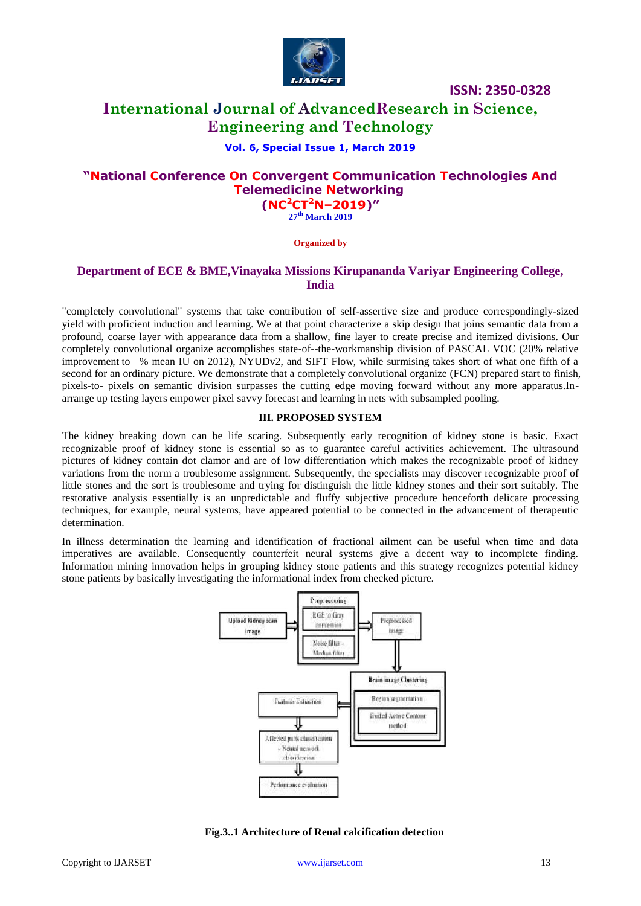"completely convolutional" systems that take contribution of self-assertive size and produce correspondingly-sized yield with proficient induction and learning. We at that point characterize a skip design that joins semantic data from a profound, coarse layer with appearance data from a shallow, fine layer to create precise and itemized divisions. Our completely convolutional organize accomplishes state-of--the-workmanship division of PASCAL VOC (20% relative improvement to  % mean IU on 2012), NYUDv2, and SIFT Flow, while surmising takes short of what one fifth of a second for an ordinary picture. We demonstrate that a completely convolutional organize (FCN) prepared start to finish, pixels-to- pixels on semantic division surpasses the cutting edge moving forward without any more apparatus.In-arrange up testing layers empower pixel savvy forecast and learning in nets with subsampled pooling.

## III. PROPOSED SYSTEM

The kidney breaking down can be life scaring. Subsequently early recognition of kidney stone is basic. Exact recognizable proof of kidney stone is essential so as to guarantee careful activities achievement. The ultrasound pictures of kidney contain dot clamor and are of low differentiation which makes the recognizable proof of kidney variations from the norm a troublesome assignment. Subsequently, the specialists may discover recognizable proof of little stones and the sort is troublesome and trying for distinguish the little kidney stones and their sort suitably. The restorative analysis essentially is an unpredictable and fluffy subjective procedure henceforth delicate processing techniques, for example, neural systems, have appeared potential to be connected in the advancement of therapeutic determination.

In illness determination the learning and identification of fractional ailment can be useful when time and data imperatives are available. Consequently counterfeit neural systems give a decent way to incomplete finding. Information mining innovation helps in grouping kidney stone patients and this strategy recognizes potential kidney stone patients by basically investigating the informational index from checked picture.

**Fig.3..1 Architecture of Renal calcification detection**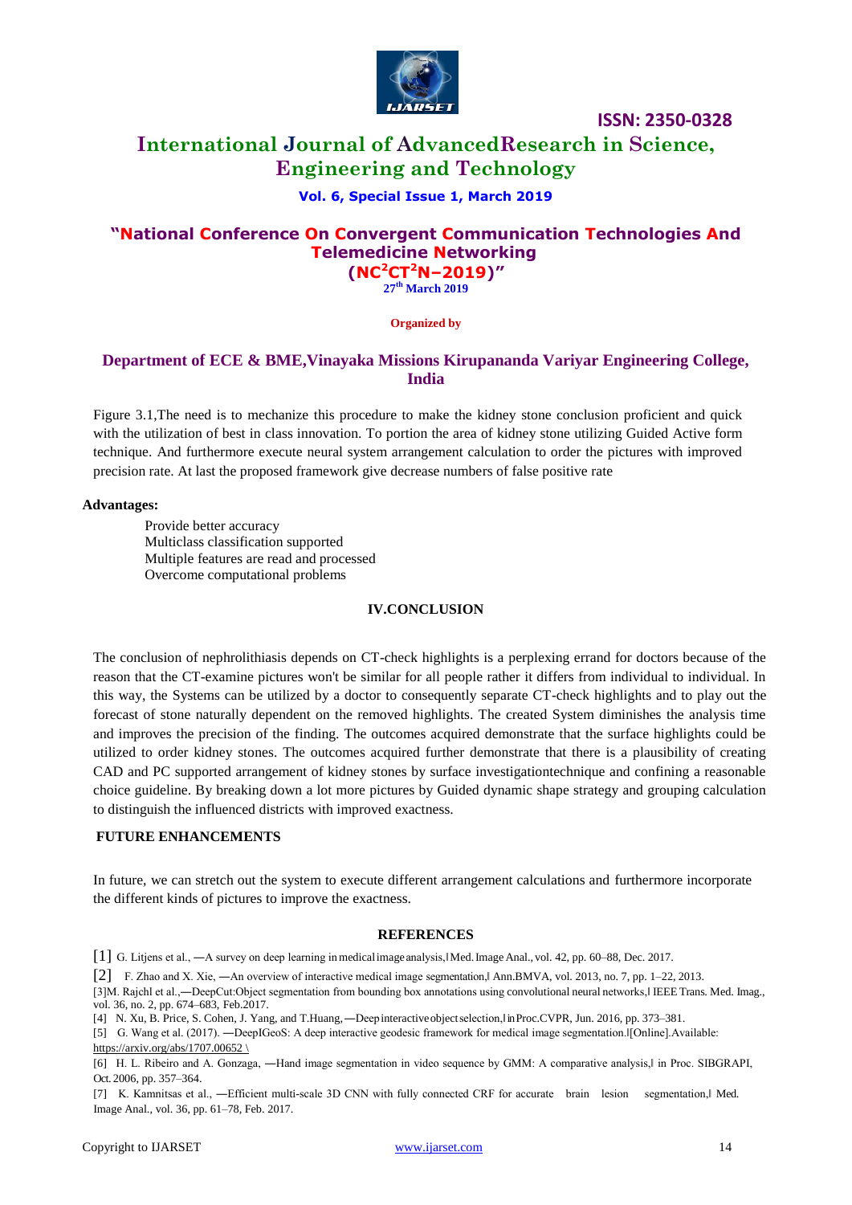Figure 3.1,The need is to mechanize this procedure to make the kidney stone conclusion proficient and quick with the utilization of best in class innovation. To portion the area of kidney stone utilizing Guided Active form technique. And furthermore execute neural system arrangement calculation to order the pictures with improved precision rate. At last the proposed framework give decrease numbers of false positive rate

**Advantages:**

- Provide better accuracy
- Multiclass classification supported
- Multiple features are read and processed
- Overcome computational problems

## IV.CONCLUSION

The conclusion of nephrolithiasis depends on CT-check highlights is a perplexing errand for doctors because of the reason that the CT-examine pictures won't be similar for all people rather it differs from individual to individual. In this way, the Systems can be utilized by a doctor to consequently separate CT-check highlights and to play out the forecast of stone naturally dependent on the removed highlights. The created System diminishes the analysis time and improves the precision of the finding. The outcomes acquired demonstrate that the surface highlights could be utilized to order kidney stones. The outcomes acquired further demonstrate that there is a plausibility of creating CAD and PC supported arrangement of kidney stones by surface investigationtechnique and confining a reasonable choice guideline. By breaking down a lot more pictures by Guided dynamic shape strategy and grouping calculation to distinguish the influenced districts with improved exactness.

## FUTURE ENHANCEMENTS

In future, we can stretch out the system to execute different arrangement calculations and furthermore incorporate the different kinds of pictures to improve the exactness.

## REFERENCES

[1] G. Litjens et al., ―A survey on deep learning in medical image analysis,‖ Med. Image Anal., vol. 42, pp. 60–88, Dec. 2017.

[2] F. Zhao and X. Xie, ―An overview of interactive medical image segmentation,‖ Ann.BMVA, vol. 2013, no. 7, pp. 1–22, 2013.

[3]M. Rajchl et al.,―DeepCut:Object segmentation from bounding box annotations using convolutional neural networks,‖ IEEE Trans. Med. Imag., vol. 36, no. 2, pp. 674–683, Feb.2017.

[4] N. Xu, B. Price, S. Cohen, J. Yang, and T.Huang, ―Deep interactive object selection,‖ in Proc.CVPR, Jun. 2016, pp. 373–381.

[5] G. Wang et al. (2017). ―DeepIGeoS: A deep interactive geodesic framework for medical image segmentation.‖[Online].Available: https://arxiv.org/abs/1707.00652 \

[6] H. L. Ribeiro and A. Gonzaga, ―Hand image segmentation in video sequence by GMM: A comparative analysis,‖ in Proc. SIBGRAPI, Oct. 2006, pp. 357–364.

[7] K. Kamnitsas et al., ―Efficient multi-scale 3D CNN with fully connected CRF for accurate brain lesion segmentation,‖ Med. Image Anal., vol. 36, pp. 61–78, Feb. 2017.